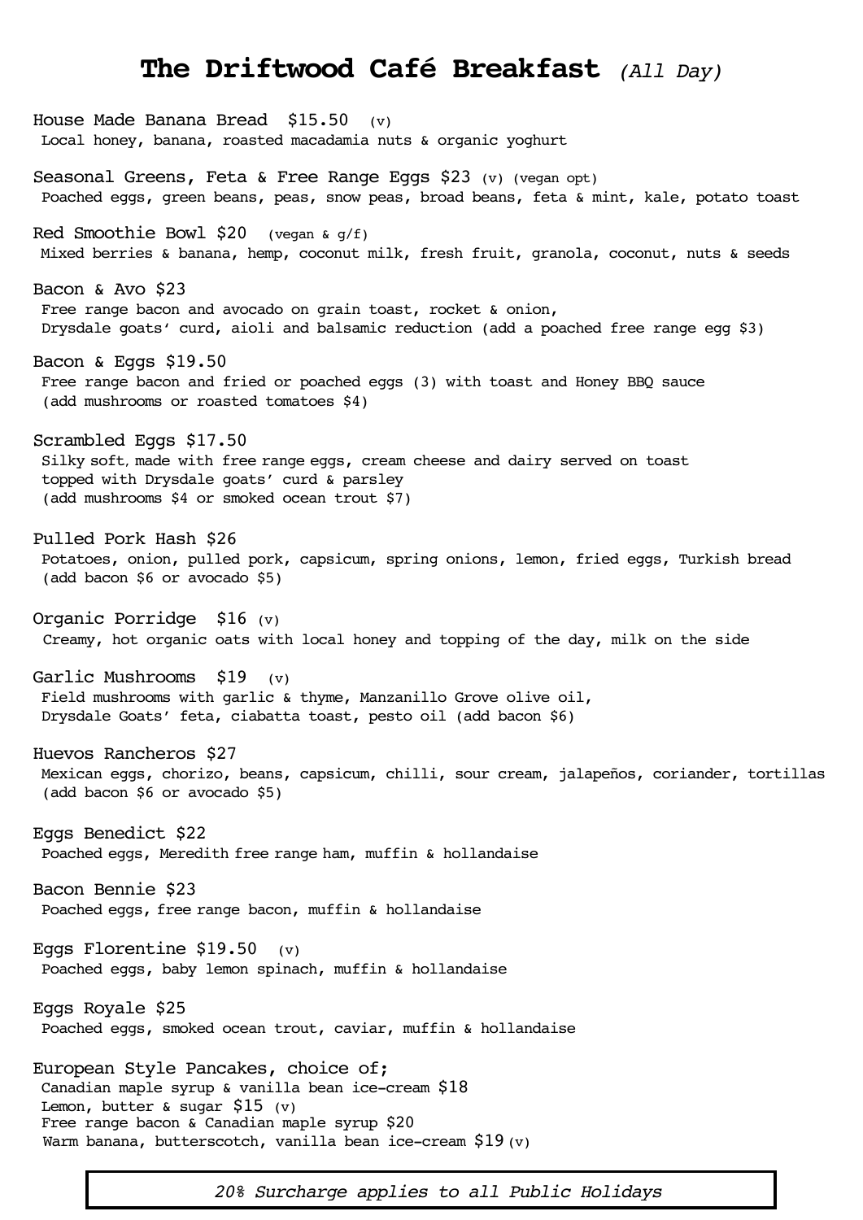# **The Driftwood Café Breakfast** *(All Day)*

House Made Banana Bread $15.50 (v)
Local honey, banana, roasted macadamia nuts & organic yoghurt

Seasonal Greens, Feta & Free Range Eggs $23 (v) (vegan opt)
Poached eggs, green beans, peas, snow peas, broad beans, feta & mint, kale, potato toast

Red Smoothie Bowl $20 (vegan & g/f)
Mixed berries & banana, hemp, coconut milk, fresh fruit, granola, coconut, nuts & seeds

Bacon & Avo $23
Free range bacon and avocado on grain toast, rocket & onion,
Drysdale goats' curd, aioli and balsamic reduction (add a poached free range egg $3)

Bacon & Eggs $19.50
Free range bacon and fried or poached eggs (3) with toast and Honey BBQ sauce
(add mushrooms or roasted tomatoes $4)

Scrambled Eggs $17.50
Silky soft, made with free range eggs, cream cheese and dairy served on toast
topped with Drysdale goats' curd & parsley
(add mushrooms $4 or smoked ocean trout $7)

Pulled Pork Hash $26
Potatoes, onion, pulled pork, capsicum, spring onions, lemon, fried eggs, Turkish bread
(add bacon $6 or avocado $5)

Organic Porridge $16 (v)
Creamy, hot organic oats with local honey and topping of the day, milk on the side

Garlic Mushrooms $19 (v)
Field mushrooms with garlic & thyme, Manzanillo Grove olive oil,
Drysdale Goats' feta, ciabatta toast, pesto oil (add bacon $6)

Huevos Rancheros $27
Mexican eggs, chorizo, beans, capsicum, chilli, sour cream, jalapeños, coriander, tortillas
(add bacon $6 or avocado $5)

Eggs Benedict $22
Poached eggs, Meredith free range ham, muffin & hollandaise

Bacon Bennie $23
Poached eggs, free range bacon, muffin & hollandaise

Eggs Florentine $19.50 (v)
Poached eggs, baby lemon spinach, muffin & hollandaise

Eggs Royale $25
Poached eggs, smoked ocean trout, caviar, muffin & hollandaise

European Style Pancakes, choice of;
Canadian maple syrup & vanilla bean ice-cream $18
Lemon, butter & sugar $15 (v)
Free range bacon & Canadian maple syrup $20
Warm banana, butterscotch, vanilla bean ice-cream $19 (v)

*20% Surcharge applies to all Public Holidays*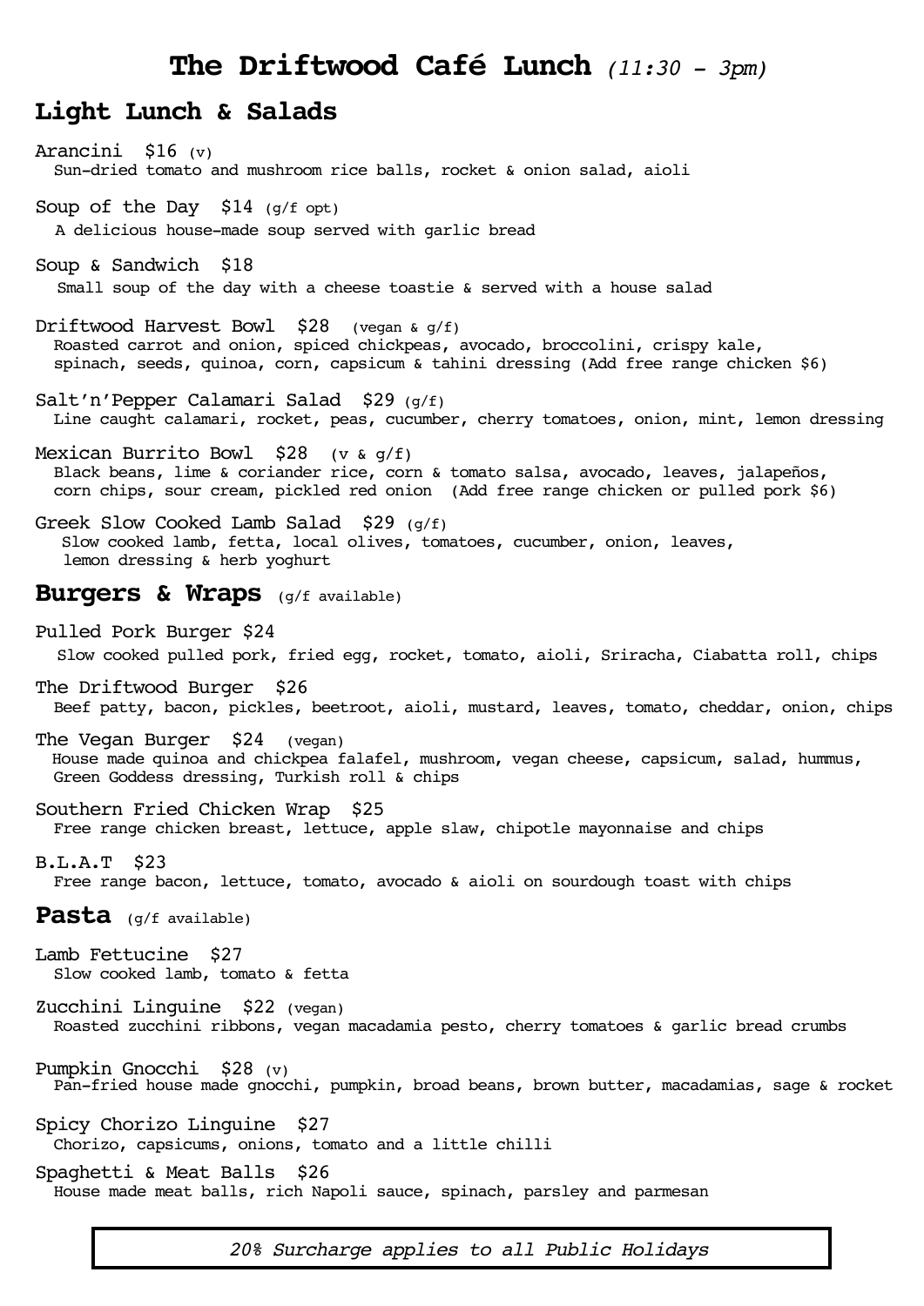# The Driftwood Café Lunch *(11:30 - 3pm)*

## Light Lunch & Salads

Arancini $16 (v)
Sun-dried tomato and mushroom rice balls, rocket & onion salad, aioli

Soup of the Day $14 (g/f opt)
A delicious house-made soup served with garlic bread

Soup & Sandwich $18
Small soup of the day with a cheese toastie & served with a house salad

Driftwood Harvest Bowl $28 (vegan & g/f)
Roasted carrot and onion, spiced chickpeas, avocado, broccolini, crispy kale, spinach, seeds, quinoa, corn, capsicum & tahini dressing (Add free range chicken $6)

Salt'n'Pepper Calamari Salad $29 (g/f)
Line caught calamari, rocket, peas, cucumber, cherry tomatoes, onion, mint, lemon dressing

Mexican Burrito Bowl $28 (v & g/f)
Black beans, lime & coriander rice, corn & tomato salsa, avocado, leaves, jalapeños, corn chips, sour cream, pickled red onion (Add free range chicken or pulled pork $6)

Greek Slow Cooked Lamb Salad $29 (g/f)
Slow cooked lamb, fetta, local olives, tomatoes, cucumber, onion, leaves, lemon dressing & herb yoghurt

## Burgers & Wraps (g/f available)

Pulled Pork Burger $24
Slow cooked pulled pork, fried egg, rocket, tomato, aioli, Sriracha, Ciabatta roll, chips

The Driftwood Burger $26
Beef patty, bacon, pickles, beetroot, aioli, mustard, leaves, tomato, cheddar, onion, chips

The Vegan Burger $24 (vegan)
House made quinoa and chickpea falafel, mushroom, vegan cheese, capsicum, salad, hummus, Green Goddess dressing, Turkish roll & chips

Southern Fried Chicken Wrap $25
Free range chicken breast, lettuce, apple slaw, chipotle mayonnaise and chips

B.L.A.T $23
Free range bacon, lettuce, tomato, avocado & aioli on sourdough toast with chips

## Pasta (g/f available)

Lamb Fettucine $27
Slow cooked lamb, tomato & fetta

Zucchini Linguine $22 (vegan)
Roasted zucchini ribbons, vegan macadamia pesto, cherry tomatoes & garlic bread crumbs

Pumpkin Gnocchi $28 (v)
Pan-fried house made gnocchi, pumpkin, broad beans, brown butter, macadamias, sage & rocket

Spicy Chorizo Linguine $27
Chorizo, capsicums, onions, tomato and a little chilli

Spaghetti & Meat Balls $26
House made meat balls, rich Napoli sauce, spinach, parsley and parmesan

*20% Surcharge applies to all Public Holidays*